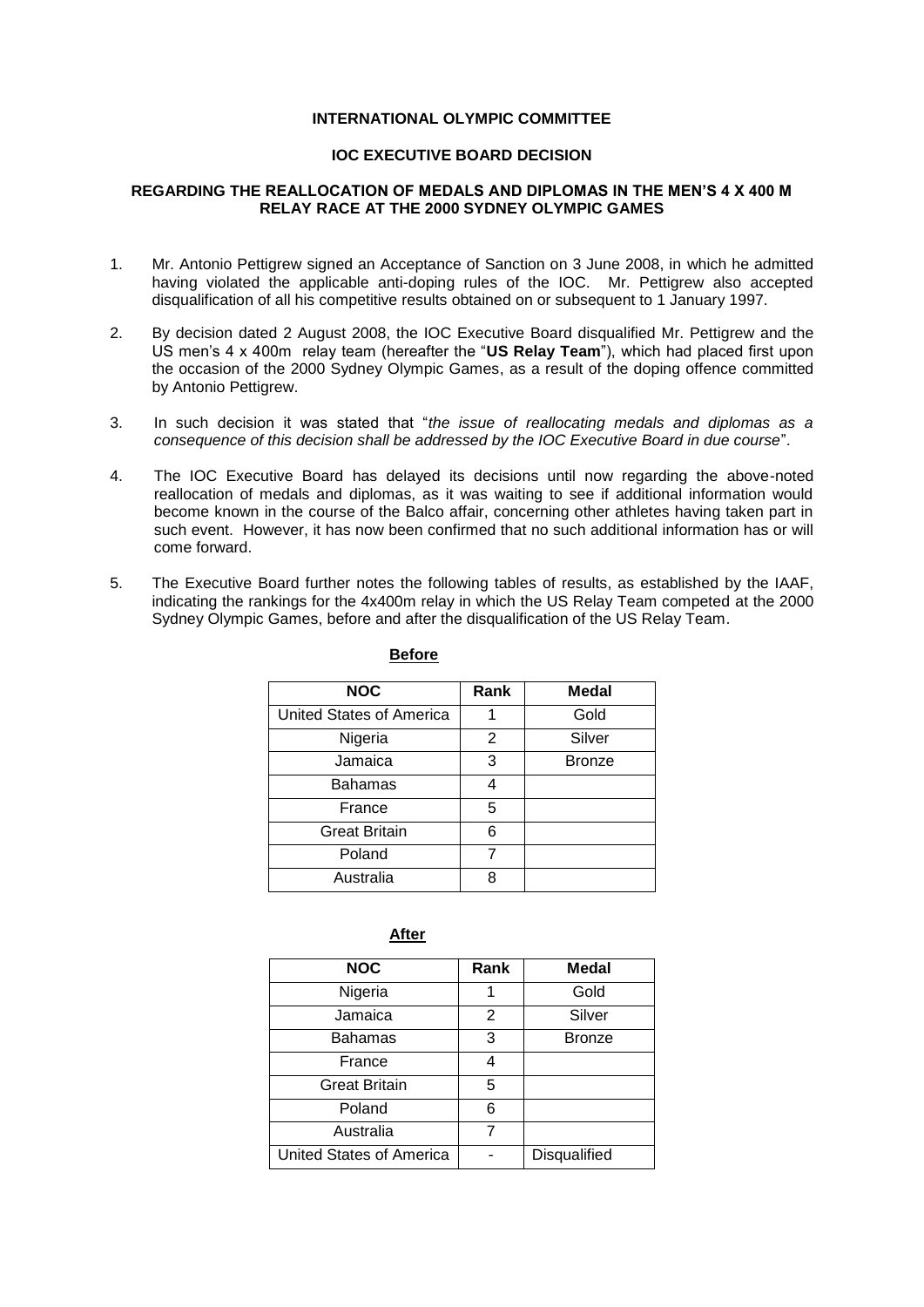**INTERNATIONAL OLYMPIC COMMITTEE**

**IOC EXECUTIVE BOARD DECISION**

**REGARDING THE REALLOCATION OF MEDALS AND DIPLOMAS IN THE MEN'S 4 X 400 M RELAY RACE AT THE 2000 SYDNEY OLYMPIC GAMES**

1. Mr. Antonio Pettigrew signed an Acceptance of Sanction on 3 June 2008, in which he admitted having violated the applicable anti-doping rules of the IOC. Mr. Pettigrew also accepted disqualification of all his competitive results obtained on or subsequent to 1 January 1997.

2. By decision dated 2 August 2008, the IOC Executive Board disqualified Mr. Pettigrew and the US men's 4 x 400m relay team (hereafter the "**US Relay Team**"), which had placed first upon the occasion of the 2000 Sydney Olympic Games, as a result of the doping offence committed by Antonio Pettigrew.

3. In such decision it was stated that "*the issue of reallocating medals and diplomas as a consequence of this decision shall be addressed by the IOC Executive Board in due course*".

4. The IOC Executive Board has delayed its decisions until now regarding the above-noted reallocation of medals and diplomas, as it was waiting to see if additional information would become known in the course of the Balco affair, concerning other athletes having taken part in such event. However, it has now been confirmed that no such additional information has or will come forward.

5. The Executive Board further notes the following tables of results, as established by the IAAF, indicating the rankings for the 4x400m relay in which the US Relay Team competed at the 2000 Sydney Olympic Games, before and after the disqualification of the US Relay Team.

**Before**

| NOC | Rank | Medal |
|---|---|---|
| United States of America | 1 | Gold |
| Nigeria | 2 | Silver |
| Jamaica | 3 | Bronze |
| Bahamas | 4 | |
| France | 5 | |
| Great Britain | 6 | |
| Poland | 7 | |
| Australia | 8 | |

**After**

| NOC | Rank | Medal |
|---|---|---|
| Nigeria | 1 | Gold |
| Jamaica | 2 | Silver |
| Bahamas | 3 | Bronze |
| France | 4 | |
| Great Britain | 5 | |
| Poland | 6 | |
| Australia | 7 | |
| United States of America | - | Disqualified |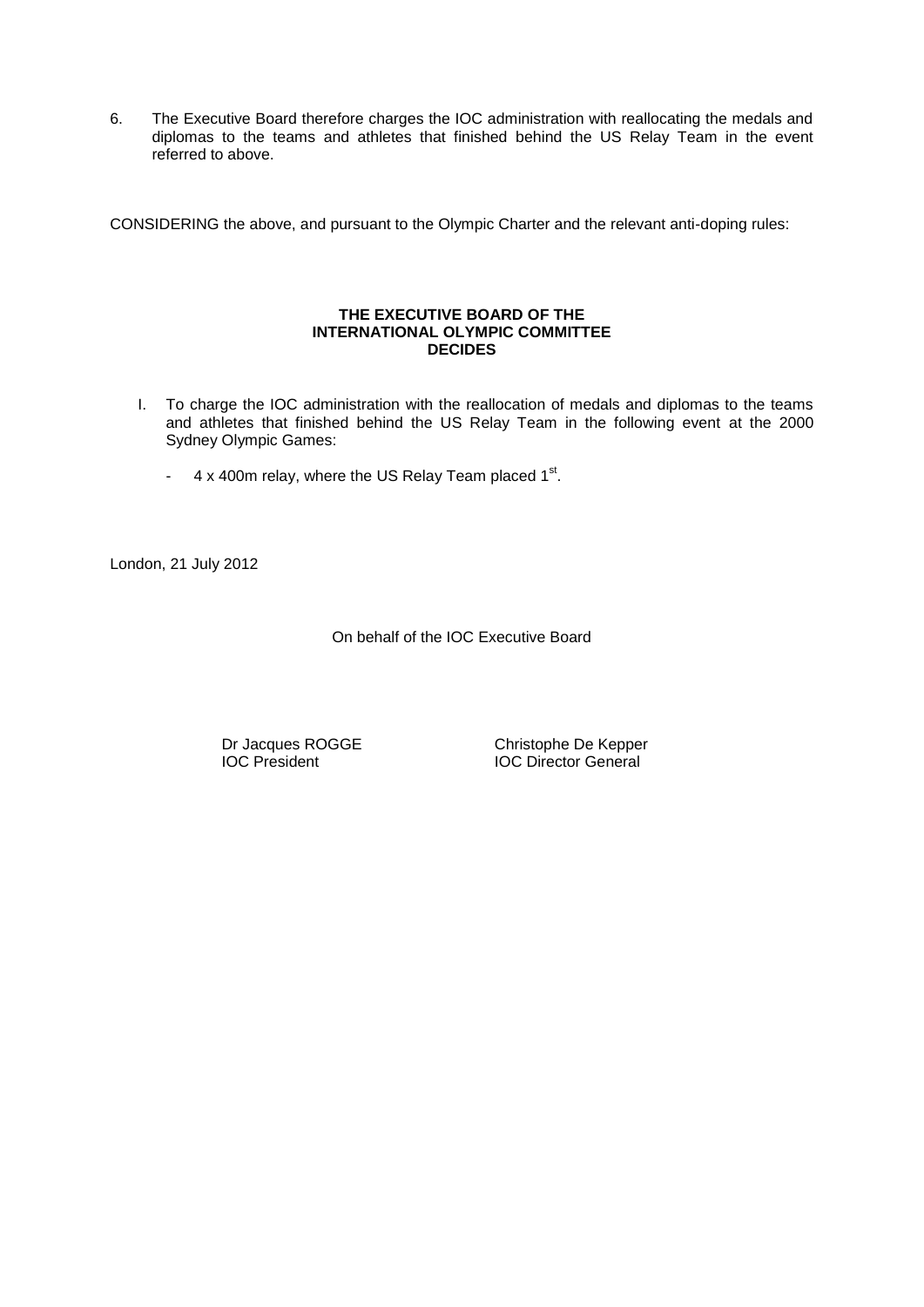6. The Executive Board therefore charges the IOC administration with reallocating the medals and diplomas to the teams and athletes that finished behind the US Relay Team in the event referred to above.

CONSIDERING the above, and pursuant to the Olympic Charter and the relevant anti-doping rules:

**THE EXECUTIVE BOARD OF THE INTERNATIONAL OLYMPIC COMMITTEE DECIDES**

I. To charge the IOC administration with the reallocation of medals and diplomas to the teams and athletes that finished behind the US Relay Team in the following event at the 2000 Sydney Olympic Games:

   - 4 x 400m relay, where the US Relay Team placed 1st.

London, 21 July 2012

On behalf of the IOC Executive Board

Dr Jacques ROGGE
IOC President

Christophe De Kepper
IOC Director General